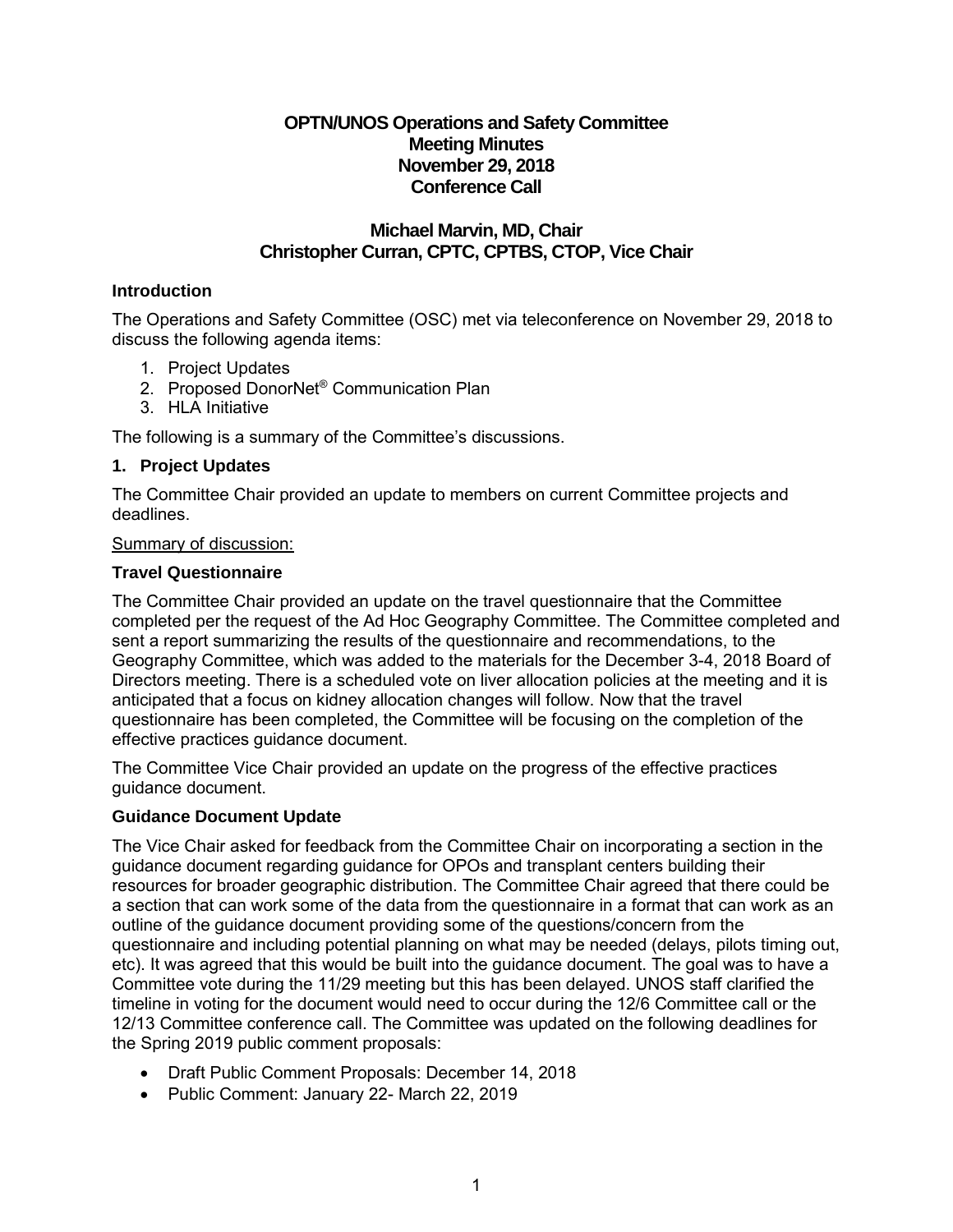# OPTN/UNOS Operations and Safety Committee
# Meeting Minutes
# November 29, 2018
# Conference Call

## Michael Marvin, MD, Chair
## Christopher Curran, CPTC, CPTBS, CTOP, Vice Chair

### Introduction

The Operations and Safety Committee (OSC) met via teleconference on November 29, 2018 to discuss the following agenda items:

1. Project Updates
2. Proposed DonorNet® Communication Plan
3. HLA Initiative

The following is a summary of the Committee's discussions.

### 1. Project Updates

The Committee Chair provided an update to members on current Committee projects and deadlines.

Summary of discussion:

**Travel Questionnaire**

The Committee Chair provided an update on the travel questionnaire that the Committee completed per the request of the Ad Hoc Geography Committee. The Committee completed and sent a report summarizing the results of the questionnaire and recommendations, to the Geography Committee, which was added to the materials for the December 3-4, 2018 Board of Directors meeting. There is a scheduled vote on liver allocation policies at the meeting and it is anticipated that a focus on kidney allocation changes will follow. Now that the travel questionnaire has been completed, the Committee will be focusing on the completion of the effective practices guidance document.

The Committee Vice Chair provided an update on the progress of the effective practices guidance document.

**Guidance Document Update**

The Vice Chair asked for feedback from the Committee Chair on incorporating a section in the guidance document regarding guidance for OPOs and transplant centers building their resources for broader geographic distribution. The Committee Chair agreed that there could be a section that can work some of the data from the questionnaire in a format that can work as an outline of the guidance document providing some of the questions/concern from the questionnaire and including potential planning on what may be needed (delays, pilots timing out, etc). It was agreed that this would be built into the guidance document. The goal was to have a Committee vote during the 11/29 meeting but this has been delayed. UNOS staff clarified the timeline in voting for the document would need to occur during the 12/6 Committee call or the 12/13 Committee conference call. The Committee was updated on the following deadlines for the Spring 2019 public comment proposals:

- Draft Public Comment Proposals: December 14, 2018
- Public Comment: January 22- March 22, 2019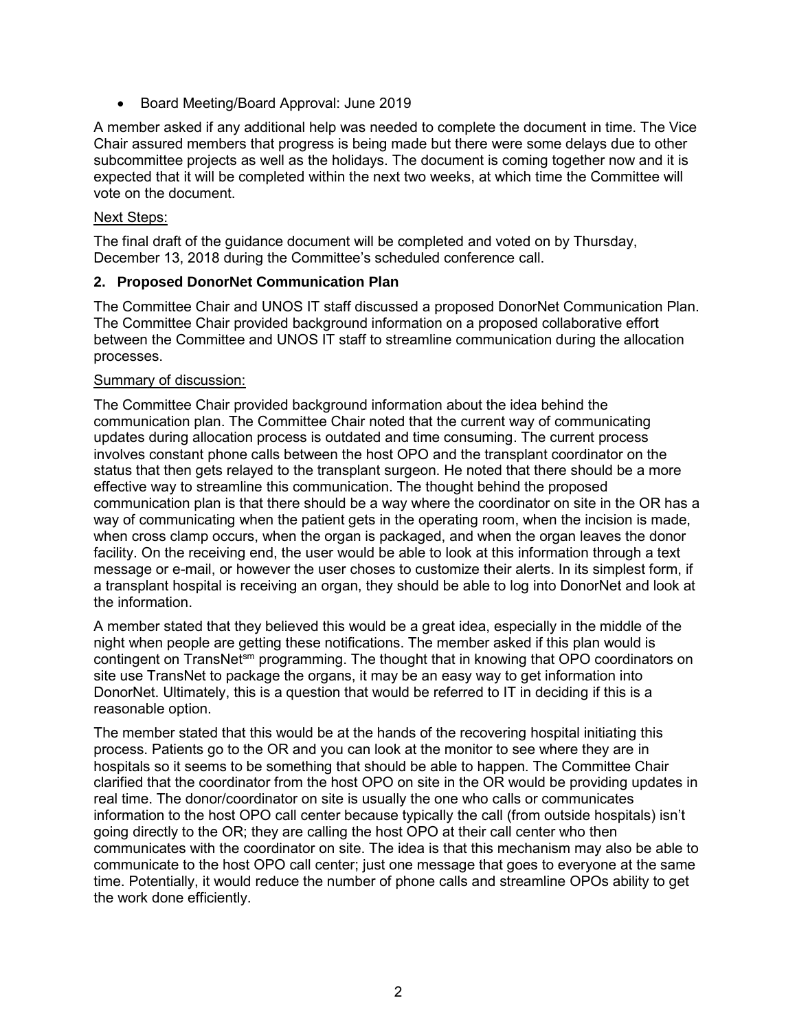- Board Meeting/Board Approval: June 2019

A member asked if any additional help was needed to complete the document in time. The Vice Chair assured members that progress is being made but there were some delays due to other subcommittee projects as well as the holidays. The document is coming together now and it is expected that it will be completed within the next two weeks, at which time the Committee will vote on the document.

Next Steps:

The final draft of the guidance document will be completed and voted on by Thursday, December 13, 2018 during the Committee's scheduled conference call.

**2. Proposed DonorNet Communication Plan**

The Committee Chair and UNOS IT staff discussed a proposed DonorNet Communication Plan. The Committee Chair provided background information on a proposed collaborative effort between the Committee and UNOS IT staff to streamline communication during the allocation processes.

Summary of discussion:

The Committee Chair provided background information about the idea behind the communication plan. The Committee Chair noted that the current way of communicating updates during allocation process is outdated and time consuming. The current process involves constant phone calls between the host OPO and the transplant coordinator on the status that then gets relayed to the transplant surgeon. He noted that there should be a more effective way to streamline this communication. The thought behind the proposed communication plan is that there should be a way where the coordinator on site in the OR has a way of communicating when the patient gets in the operating room, when the incision is made, when cross clamp occurs, when the organ is packaged, and when the organ leaves the donor facility. On the receiving end, the user would be able to look at this information through a text message or e-mail, or however the user choses to customize their alerts. In its simplest form, if a transplant hospital is receiving an organ, they should be able to log into DonorNet and look at the information.

A member stated that they believed this would be a great idea, especially in the middle of the night when people are getting these notifications. The member asked if this plan would is contingent on TransNet[sm] programming. The thought that in knowing that OPO coordinators on site use TransNet to package the organs, it may be an easy way to get information into DonorNet. Ultimately, this is a question that would be referred to IT in deciding if this is a reasonable option.

The member stated that this would be at the hands of the recovering hospital initiating this process. Patients go to the OR and you can look at the monitor to see where they are in hospitals so it seems to be something that should be able to happen. The Committee Chair clarified that the coordinator from the host OPO on site in the OR would be providing updates in real time. The donor/coordinator on site is usually the one who calls or communicates information to the host OPO call center because typically the call (from outside hospitals) isn't going directly to the OR; they are calling the host OPO at their call center who then communicates with the coordinator on site. The idea is that this mechanism may also be able to communicate to the host OPO call center; just one message that goes to everyone at the same time. Potentially, it would reduce the number of phone calls and streamline OPOs ability to get the work done efficiently.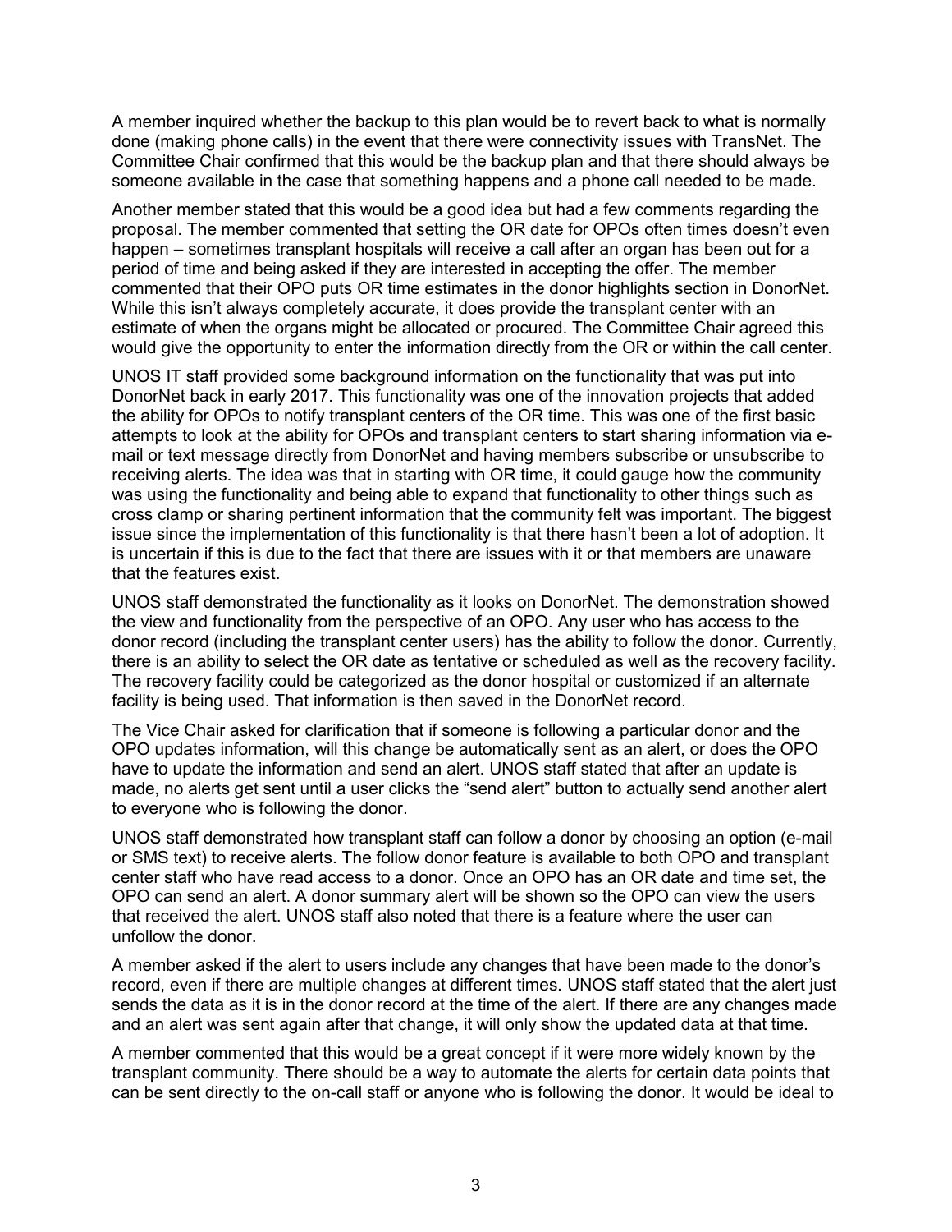A member inquired whether the backup to this plan would be to revert back to what is normally done (making phone calls) in the event that there were connectivity issues with TransNet. The Committee Chair confirmed that this would be the backup plan and that there should always be someone available in the case that something happens and a phone call needed to be made.

Another member stated that this would be a good idea but had a few comments regarding the proposal. The member commented that setting the OR date for OPOs often times doesn't even happen – sometimes transplant hospitals will receive a call after an organ has been out for a period of time and being asked if they are interested in accepting the offer. The member commented that their OPO puts OR time estimates in the donor highlights section in DonorNet. While this isn't always completely accurate, it does provide the transplant center with an estimate of when the organs might be allocated or procured. The Committee Chair agreed this would give the opportunity to enter the information directly from the OR or within the call center.

UNOS IT staff provided some background information on the functionality that was put into DonorNet back in early 2017. This functionality was one of the innovation projects that added the ability for OPOs to notify transplant centers of the OR time. This was one of the first basic attempts to look at the ability for OPOs and transplant centers to start sharing information via e-mail or text message directly from DonorNet and having members subscribe or unsubscribe to receiving alerts. The idea was that in starting with OR time, it could gauge how the community was using the functionality and being able to expand that functionality to other things such as cross clamp or sharing pertinent information that the community felt was important. The biggest issue since the implementation of this functionality is that there hasn't been a lot of adoption. It is uncertain if this is due to the fact that there are issues with it or that members are unaware that the features exist.

UNOS staff demonstrated the functionality as it looks on DonorNet. The demonstration showed the view and functionality from the perspective of an OPO. Any user who has access to the donor record (including the transplant center users) has the ability to follow the donor. Currently, there is an ability to select the OR date as tentative or scheduled as well as the recovery facility. The recovery facility could be categorized as the donor hospital or customized if an alternate facility is being used. That information is then saved in the DonorNet record.

The Vice Chair asked for clarification that if someone is following a particular donor and the OPO updates information, will this change be automatically sent as an alert, or does the OPO have to update the information and send an alert. UNOS staff stated that after an update is made, no alerts get sent until a user clicks the "send alert" button to actually send another alert to everyone who is following the donor.

UNOS staff demonstrated how transplant staff can follow a donor by choosing an option (e-mail or SMS text) to receive alerts. The follow donor feature is available to both OPO and transplant center staff who have read access to a donor. Once an OPO has an OR date and time set, the OPO can send an alert. A donor summary alert will be shown so the OPO can view the users that received the alert. UNOS staff also noted that there is a feature where the user can unfollow the donor.

A member asked if the alert to users include any changes that have been made to the donor's record, even if there are multiple changes at different times. UNOS staff stated that the alert just sends the data as it is in the donor record at the time of the alert. If there are any changes made and an alert was sent again after that change, it will only show the updated data at that time.

A member commented that this would be a great concept if it were more widely known by the transplant community. There should be a way to automate the alerts for certain data points that can be sent directly to the on-call staff or anyone who is following the donor. It would be ideal to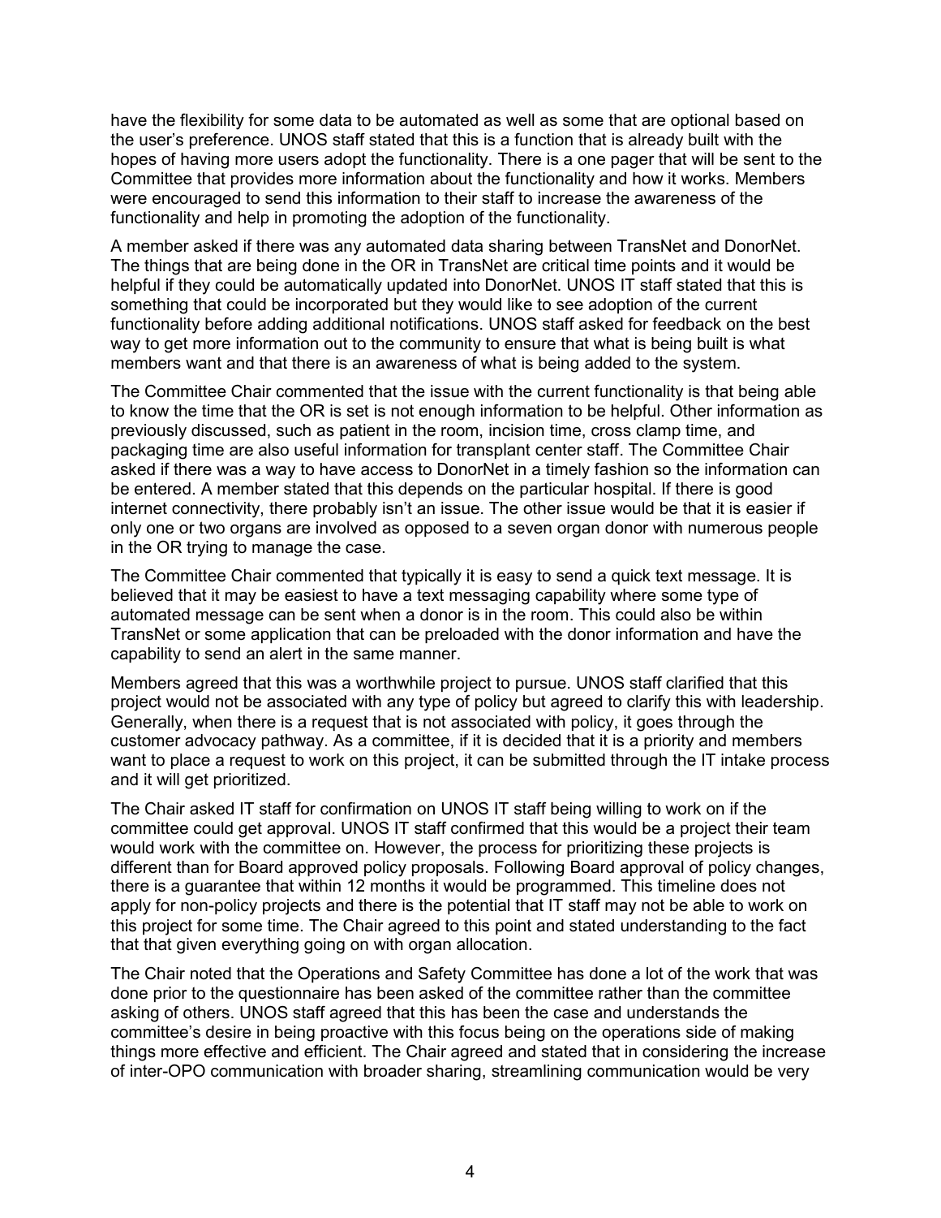have the flexibility for some data to be automated as well as some that are optional based on the user's preference. UNOS staff stated that this is a function that is already built with the hopes of having more users adopt the functionality. There is a one pager that will be sent to the Committee that provides more information about the functionality and how it works. Members were encouraged to send this information to their staff to increase the awareness of the functionality and help in promoting the adoption of the functionality.

A member asked if there was any automated data sharing between TransNet and DonorNet. The things that are being done in the OR in TransNet are critical time points and it would be helpful if they could be automatically updated into DonorNet. UNOS IT staff stated that this is something that could be incorporated but they would like to see adoption of the current functionality before adding additional notifications. UNOS staff asked for feedback on the best way to get more information out to the community to ensure that what is being built is what members want and that there is an awareness of what is being added to the system.

The Committee Chair commented that the issue with the current functionality is that being able to know the time that the OR is set is not enough information to be helpful. Other information as previously discussed, such as patient in the room, incision time, cross clamp time, and packaging time are also useful information for transplant center staff. The Committee Chair asked if there was a way to have access to DonorNet in a timely fashion so the information can be entered. A member stated that this depends on the particular hospital. If there is good internet connectivity, there probably isn't an issue. The other issue would be that it is easier if only one or two organs are involved as opposed to a seven organ donor with numerous people in the OR trying to manage the case.

The Committee Chair commented that typically it is easy to send a quick text message. It is believed that it may be easiest to have a text messaging capability where some type of automated message can be sent when a donor is in the room. This could also be within TransNet or some application that can be preloaded with the donor information and have the capability to send an alert in the same manner.

Members agreed that this was a worthwhile project to pursue. UNOS staff clarified that this project would not be associated with any type of policy but agreed to clarify this with leadership. Generally, when there is a request that is not associated with policy, it goes through the customer advocacy pathway. As a committee, if it is decided that it is a priority and members want to place a request to work on this project, it can be submitted through the IT intake process and it will get prioritized.

The Chair asked IT staff for confirmation on UNOS IT staff being willing to work on if the committee could get approval. UNOS IT staff confirmed that this would be a project their team would work with the committee on. However, the process for prioritizing these projects is different than for Board approved policy proposals. Following Board approval of policy changes, there is a guarantee that within 12 months it would be programmed. This timeline does not apply for non-policy projects and there is the potential that IT staff may not be able to work on this project for some time. The Chair agreed to this point and stated understanding to the fact that that given everything going on with organ allocation.

The Chair noted that the Operations and Safety Committee has done a lot of the work that was done prior to the questionnaire has been asked of the committee rather than the committee asking of others. UNOS staff agreed that this has been the case and understands the committee's desire in being proactive with this focus being on the operations side of making things more effective and efficient. The Chair agreed and stated that in considering the increase of inter-OPO communication with broader sharing, streamlining communication would be very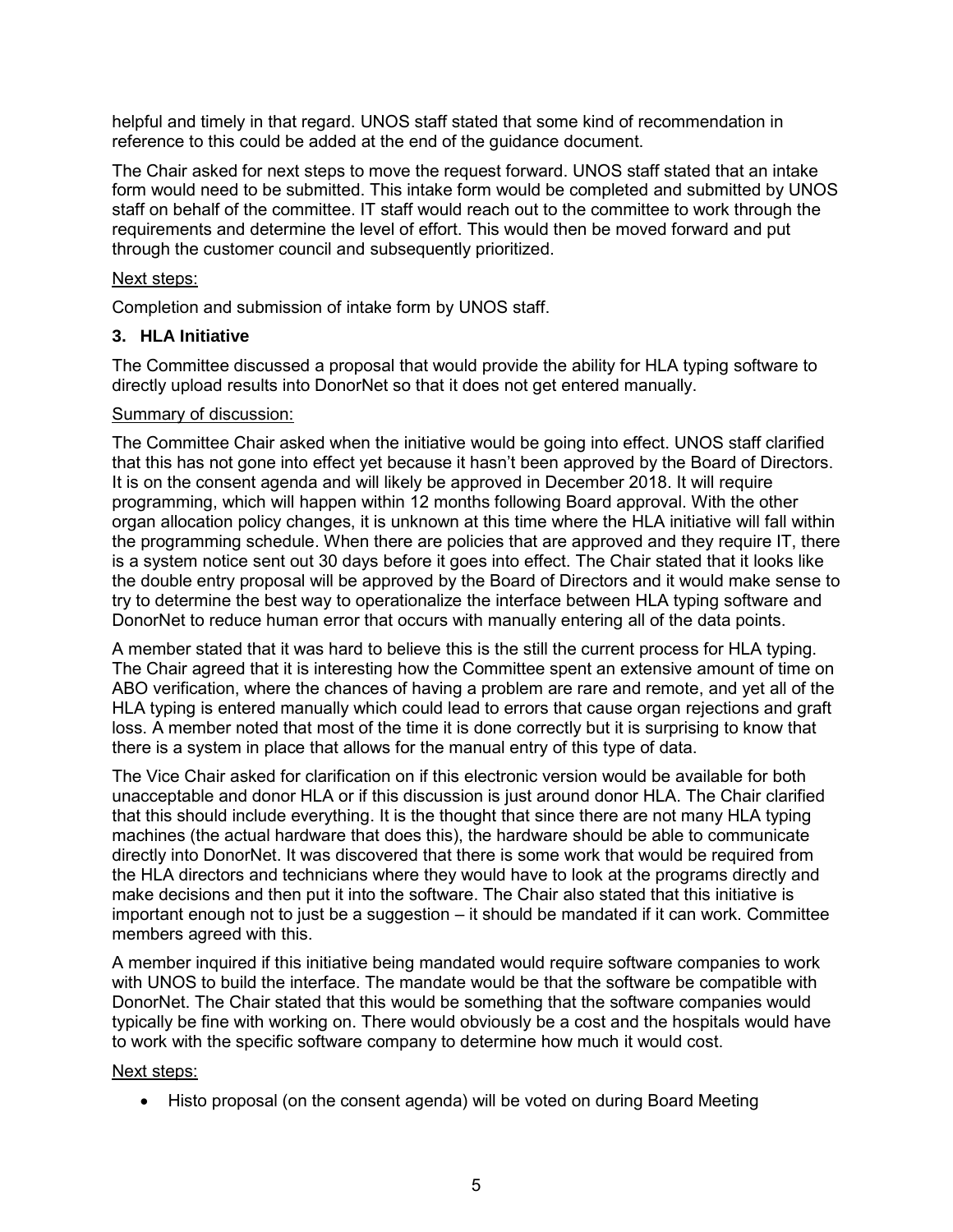helpful and timely in that regard. UNOS staff stated that some kind of recommendation in reference to this could be added at the end of the guidance document.

The Chair asked for next steps to move the request forward. UNOS staff stated that an intake form would need to be submitted. This intake form would be completed and submitted by UNOS staff on behalf of the committee. IT staff would reach out to the committee to work through the requirements and determine the level of effort. This would then be moved forward and put through the customer council and subsequently prioritized.

Next steps:

Completion and submission of intake form by UNOS staff.

### 3. HLA Initiative

The Committee discussed a proposal that would provide the ability for HLA typing software to directly upload results into DonorNet so that it does not get entered manually.

Summary of discussion:

The Committee Chair asked when the initiative would be going into effect. UNOS staff clarified that this has not gone into effect yet because it hasn't been approved by the Board of Directors. It is on the consent agenda and will likely be approved in December 2018. It will require programming, which will happen within 12 months following Board approval. With the other organ allocation policy changes, it is unknown at this time where the HLA initiative will fall within the programming schedule. When there are policies that are approved and they require IT, there is a system notice sent out 30 days before it goes into effect. The Chair stated that it looks like the double entry proposal will be approved by the Board of Directors and it would make sense to try to determine the best way to operationalize the interface between HLA typing software and DonorNet to reduce human error that occurs with manually entering all of the data points.

A member stated that it was hard to believe this is the still the current process for HLA typing. The Chair agreed that it is interesting how the Committee spent an extensive amount of time on ABO verification, where the chances of having a problem are rare and remote, and yet all of the HLA typing is entered manually which could lead to errors that cause organ rejections and graft loss. A member noted that most of the time it is done correctly but it is surprising to know that there is a system in place that allows for the manual entry of this type of data.

The Vice Chair asked for clarification on if this electronic version would be available for both unacceptable and donor HLA or if this discussion is just around donor HLA. The Chair clarified that this should include everything. It is the thought that since there are not many HLA typing machines (the actual hardware that does this), the hardware should be able to communicate directly into DonorNet. It was discovered that there is some work that would be required from the HLA directors and technicians where they would have to look at the programs directly and make decisions and then put it into the software. The Chair also stated that this initiative is important enough not to just be a suggestion – it should be mandated if it can work. Committee members agreed with this.

A member inquired if this initiative being mandated would require software companies to work with UNOS to build the interface. The mandate would be that the software be compatible with DonorNet. The Chair stated that this would be something that the software companies would typically be fine with working on. There would obviously be a cost and the hospitals would have to work with the specific software company to determine how much it would cost.

Next steps:

- Histo proposal (on the consent agenda) will be voted on during Board Meeting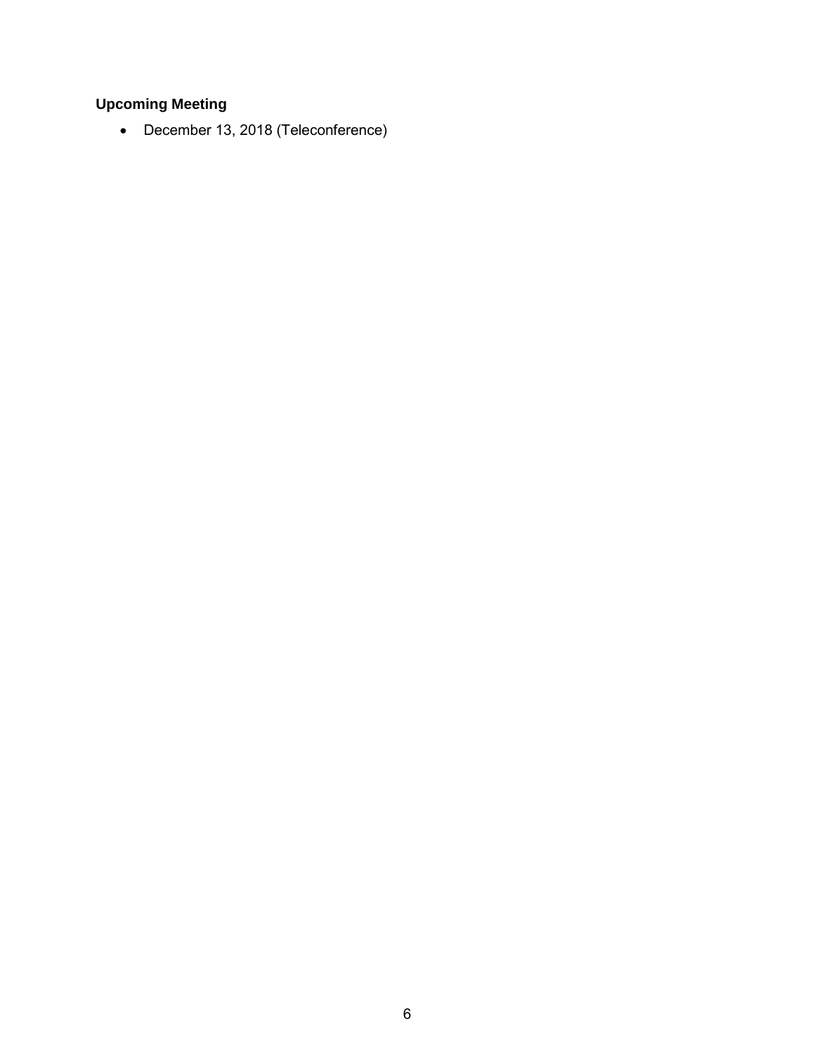**Upcoming Meeting**

- December 13, 2018 (Teleconference)